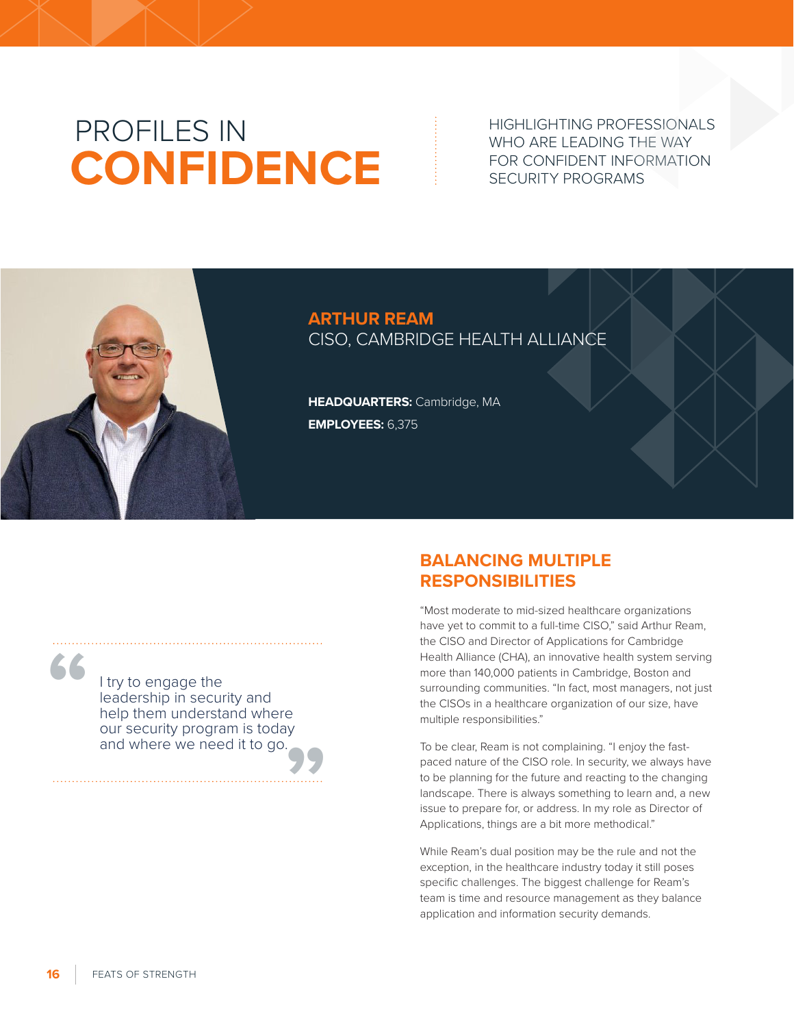# PROFILES IN CONFIDENCE

HIGHLIGHTING PROFESSIONALS WHO ARE LEADING THE WAY FOR CONFIDENT INFORMATION SECURITY PROGRAMS

## ARTHUR REAM

CISO, CAMBRIDGE HEALTH ALLIANCE

**HEADQUARTERS:** Cambridge, MA

**EMPLOYEES:** 6,375

> I try to engage the leadership in security and help them understand where our security program is today and where we need it to go.

## BALANCING MULTIPLE RESPONSIBILITIES

"Most moderate to mid-sized healthcare organizations have yet to commit to a full-time CISO," said Arthur Ream, the CISO and Director of Applications for Cambridge Health Alliance (CHA), an innovative health system serving more than 140,000 patients in Cambridge, Boston and surrounding communities. "In fact, most managers, not just the CISOs in a healthcare organization of our size, have multiple responsibilities."

To be clear, Ream is not complaining. "I enjoy the fast-paced nature of the CISO role. In security, we always have to be planning for the future and reacting to the changing landscape. There is always something to learn and, a new issue to prepare for, or address. In my role as Director of Applications, things are a bit more methodical."

While Ream's dual position may be the rule and not the exception, in the healthcare industry today it still poses specific challenges. The biggest challenge for Ream's team is time and resource management as they balance application and information security demands.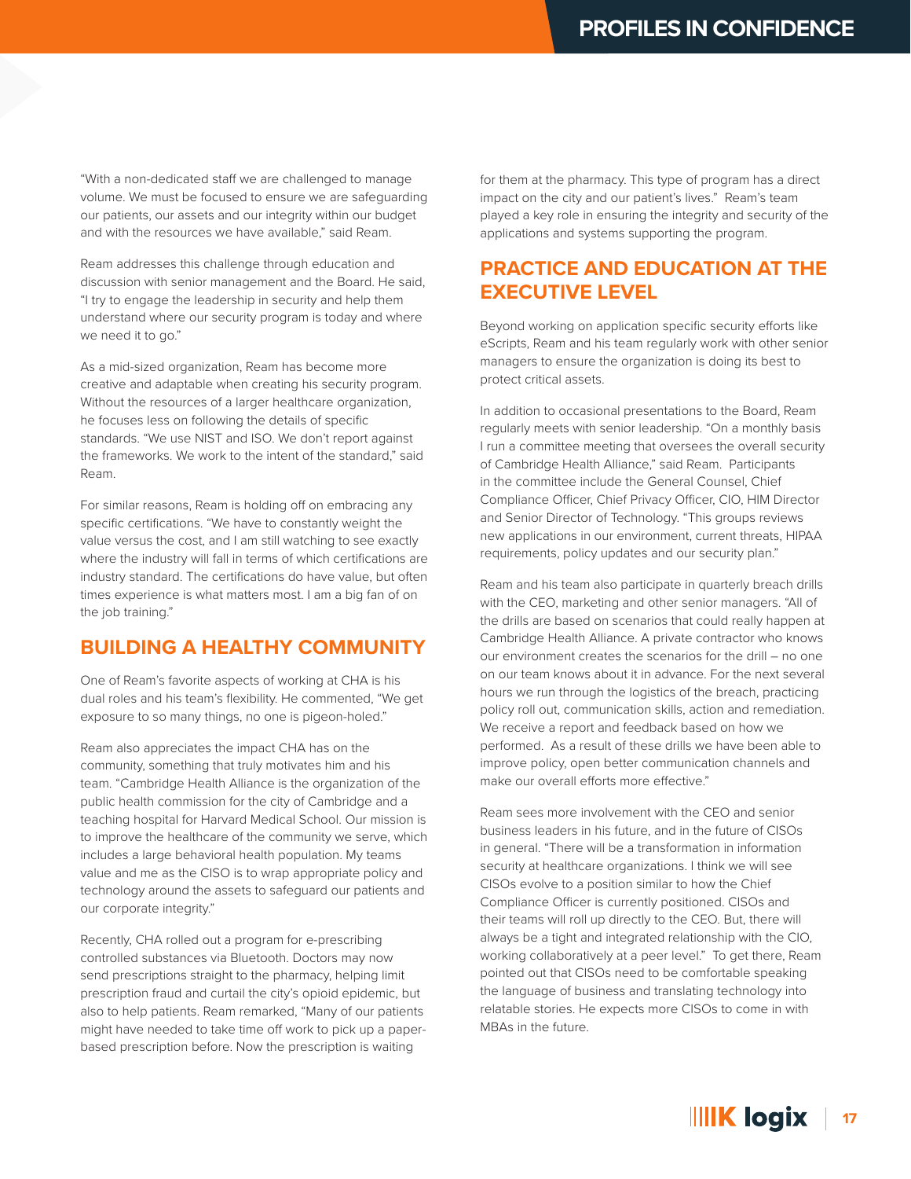"With a non-dedicated staff we are challenged to manage volume. We must be focused to ensure we are safeguarding our patients, our assets and our integrity within our budget and with the resources we have available," said Ream.

Ream addresses this challenge through education and discussion with senior management and the Board. He said, "I try to engage the leadership in security and help them understand where our security program is today and where we need it to go."

As a mid-sized organization, Ream has become more creative and adaptable when creating his security program. Without the resources of a larger healthcare organization, he focuses less on following the details of specific standards. "We use NIST and ISO. We don't report against the frameworks. We work to the intent of the standard," said Ream.

For similar reasons, Ream is holding off on embracing any specific certifications. "We have to constantly weight the value versus the cost, and I am still watching to see exactly where the industry will fall in terms of which certifications are industry standard. The certifications do have value, but often times experience is what matters most. I am a big fan of on the job training."

## BUILDING A HEALTHY COMMUNITY

One of Ream's favorite aspects of working at CHA is his dual roles and his team's flexibility. He commented, "We get exposure to so many things, no one is pigeon-holed."

Ream also appreciates the impact CHA has on the community, something that truly motivates him and his team. "Cambridge Health Alliance is the organization of the public health commission for the city of Cambridge and a teaching hospital for Harvard Medical School. Our mission is to improve the healthcare of the community we serve, which includes a large behavioral health population. My teams value and me as the CISO is to wrap appropriate policy and technology around the assets to safeguard our patients and our corporate integrity."

Recently, CHA rolled out a program for e-prescribing controlled substances via Bluetooth. Doctors may now send prescriptions straight to the pharmacy, helping limit prescription fraud and curtail the city's opioid epidemic, but also to help patients. Ream remarked, "Many of our patients might have needed to take time off work to pick up a paper-based prescription before. Now the prescription is waiting for them at the pharmacy. This type of program has a direct impact on the city and our patient's lives." Ream's team played a key role in ensuring the integrity and security of the applications and systems supporting the program.

## PRACTICE AND EDUCATION AT THE EXECUTIVE LEVEL

Beyond working on application specific security efforts like eScripts, Ream and his team regularly work with other senior managers to ensure the organization is doing its best to protect critical assets.

In addition to occasional presentations to the Board, Ream regularly meets with senior leadership. "On a monthly basis I run a committee meeting that oversees the overall security of Cambridge Health Alliance," said Ream. Participants in the committee include the General Counsel, Chief Compliance Officer, Chief Privacy Officer, CIO, HIM Director and Senior Director of Technology. "This groups reviews new applications in our environment, current threats, HIPAA requirements, policy updates and our security plan."

Ream and his team also participate in quarterly breach drills with the CEO, marketing and other senior managers. "All of the drills are based on scenarios that could really happen at Cambridge Health Alliance. A private contractor who knows our environment creates the scenarios for the drill – no one on our team knows about it in advance. For the next several hours we run through the logistics of the breach, practicing policy roll out, communication skills, action and remediation. We receive a report and feedback based on how we performed. As a result of these drills we have been able to improve policy, open better communication channels and make our overall efforts more effective."

Ream sees more involvement with the CEO and senior business leaders in his future, and in the future of CISOs in general. "There will be a transformation in information security at healthcare organizations. I think we will see CISOs evolve to a position similar to how the Chief Compliance Officer is currently positioned. CISOs and their teams will roll up directly to the CEO. But, there will always be a tight and integrated relationship with the CIO, working collaboratively at a peer level." To get there, Ream pointed out that CISOs need to be comfortable speaking the language of business and translating technology into relatable stories. He expects more CISOs to come in with MBAs in the future.